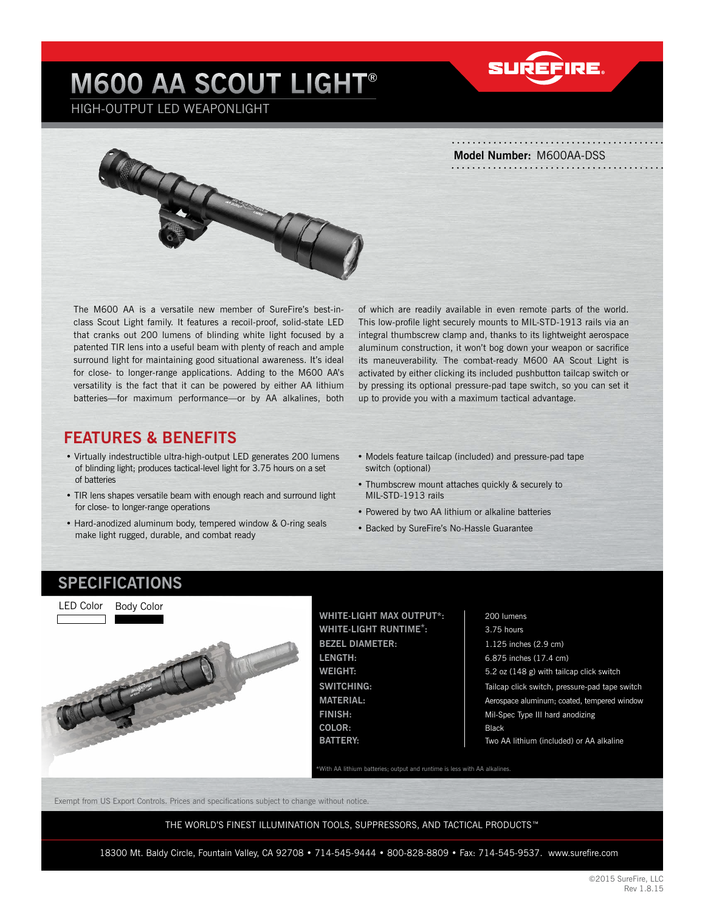# M600 AA SCOUT LIGHT®

HIGH-OUTPUT LED WEAPONLIGHT

SUREFIRE

**Model Number:** M600AA-DSS

The M600 AA is a versatile new member of SureFire's best-in-class Scout Light family. It features a recoil-proof, solid-state LED that cranks out 200 lumens of blinding white light focused by a patented TIR lens into a useful beam with plenty of reach and ample surround light for maintaining good situational awareness. It's ideal for close- to longer-range applications. Adding to the M600 AA's versatility is the fact that it can be powered by either AA lithium batteries—for maximum performance—or by AA alkalines, both of which are readily available in even remote parts of the world. This low-profile light securely mounts to MIL-STD-1913 rails via an integral thumbscrew clamp and, thanks to its lightweight aerospace aluminum construction, it won't bog down your weapon or sacrifice its maneuverability. The combat-ready M600 AA Scout Light is activated by either clicking its included pushbutton tailcap switch or by pressing its optional pressure-pad tape switch, so you can set it up to provide you with a maximum tactical advantage.

## FEATURES & BENEFITS

- Virtually indestructible ultra-high-output LED generates 200 lumens of blinding light; produces tactical-level light for 3.75 hours on a set of batteries
- TIR lens shapes versatile beam with enough reach and surround light for close- to longer-range operations
- Hard-anodized aluminum body, tempered window & O-ring seals make light rugged, durable, and combat ready
- Models feature tailcap (included) and pressure-pad tape switch (optional)
- Thumbscrew mount attaches quickly & securely to MIL-STD-1913 rails
- Powered by two AA lithium or alkaline batteries
- Backed by SureFire's No-Hassle Guarantee

## SPECIFICATIONS

LED Color | Body Color

| | |
|---|---|
| WHITE-LIGHT MAX OUTPUT*: | 200 lumens |
| WHITE-LIGHT RUNTIME*: | 3.75 hours |
| BEZEL DIAMETER: | 1.125 inches (2.9 cm) |
| LENGTH: | 6.875 inches (17.4 cm) |
| WEIGHT: | 5.2 oz (148 g) with tailcap click switch |
| SWITCHING: | Tailcap click switch, pressure-pad tape switch |
| MATERIAL: | Aerospace aluminum; coated, tempered window |
| FINISH: | Mil-Spec Type III hard anodizing |
| COLOR: | Black |
| BATTERY: | Two AA lithium (included) or AA alkaline |

*With AA lithium batteries; output and runtime is less with AA alkalines.

Exempt from US Export Controls. Prices and specifications subject to change without notice.

THE WORLD'S FINEST ILLUMINATION TOOLS, SUPPRESSORS, AND TACTICAL PRODUCTS™

18300 Mt. Baldy Circle, Fountain Valley, CA 92708 • 714-545-9444 • 800-828-8809 • Fax: 714-545-9537. www.surefire.com

©2015 SureFire, LLC
Rev 1.8.15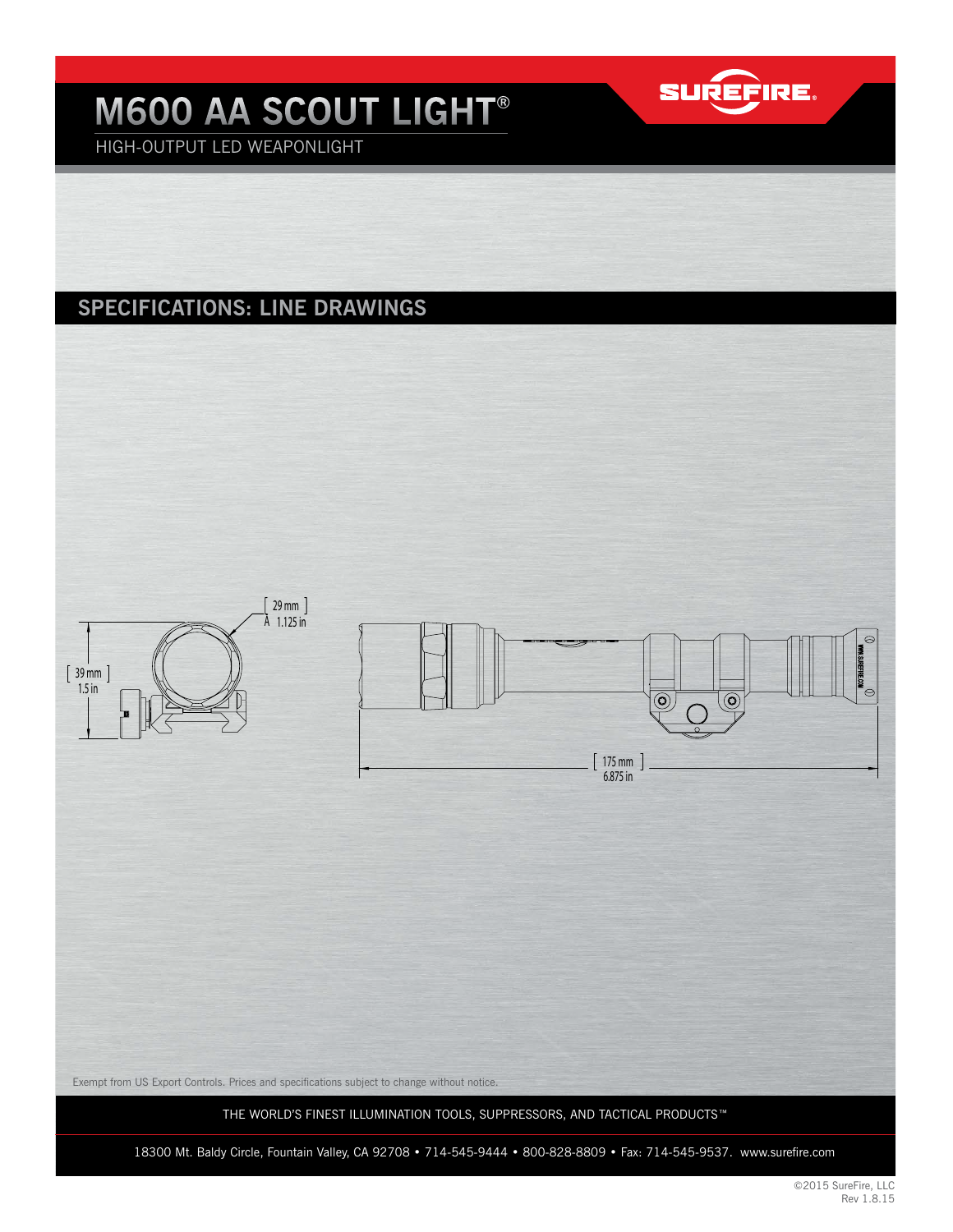# M600 AA SCOUT LIGHT®

HIGH-OUTPUT LED WEAPONLIGHT

## SPECIFICATIONS: LINE DRAWINGS

[ 29 mm ]
1.125 in

[ 39 mm ]
1.5 in

[ 175 mm ]
6.875 in

Exempt from US Export Controls. Prices and specifications subject to change without notice.

THE WORLD'S FINEST ILLUMINATION TOOLS, SUPPRESSORS, AND TACTICAL PRODUCTS™

18300 Mt. Baldy Circle, Fountain Valley, CA 92708 • 714-545-9444 • 800-828-8809 • Fax: 714-545-9537. www.surefire.com

©2015 SureFire, LLC
Rev 1.8.15